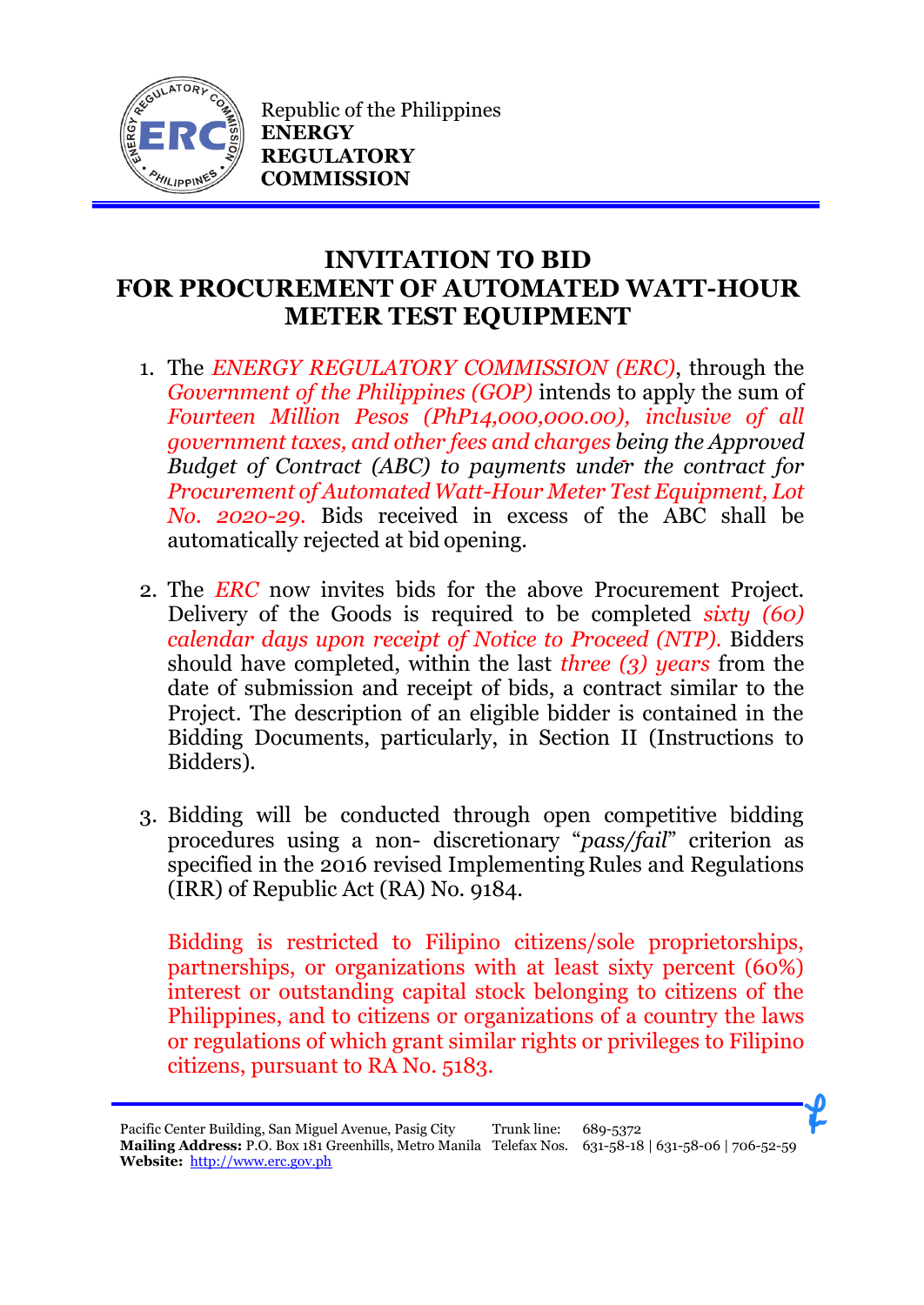Republic of the Philippines
**ENERGY REGULATORY COMMISSION**

# INVITATION TO BID FOR PROCUREMENT OF AUTOMATED WATT-HOUR METER TEST EQUIPMENT

1. The *ENERGY REGULATORY COMMISSION (ERC)*, through the *Government of the Philippines (GOP)* intends to apply the sum of *Fourteen Million Pesos (PhP14,000,000.00), inclusive of all government taxes, and other fees and charges being the Approved Budget of Contract (ABC) to payments under the contract for Procurement of Automated Watt-Hour Meter Test Equipment, Lot No. 2020-29.* Bids received in excess of the ABC shall be automatically rejected at bid opening.

2. The *ERC* now invites bids for the above Procurement Project. Delivery of the Goods is required to be completed *sixty (60) calendar days upon receipt of Notice to Proceed (NTP).* Bidders should have completed, within the last *three (3) years* from the date of submission and receipt of bids, a contract similar to the Project. The description of an eligible bidder is contained in the Bidding Documents, particularly, in Section II (Instructions to Bidders).

3. Bidding will be conducted through open competitive bidding procedures using a non- discretionary "*pass/fail*" criterion as specified in the 2016 revised Implementing Rules and Regulations (IRR) of Republic Act (RA) No. 9184.

   Bidding is restricted to Filipino citizens/sole proprietorships, partnerships, or organizations with at least sixty percent (60%) interest or outstanding capital stock belonging to citizens of the Philippines, and to citizens or organizations of a country the laws or regulations of which grant similar rights or privileges to Filipino citizens, pursuant to RA No. 5183.

Pacific Center Building, San Miguel Avenue, Pasig City
**Mailing Address:** P.O. Box 181 Greenhills, Metro Manila
**Website:** http://www.erc.gov.ph
Trunk line: 689-5372
Telefax Nos. 631-58-18 | 631-58-06 | 706-52-59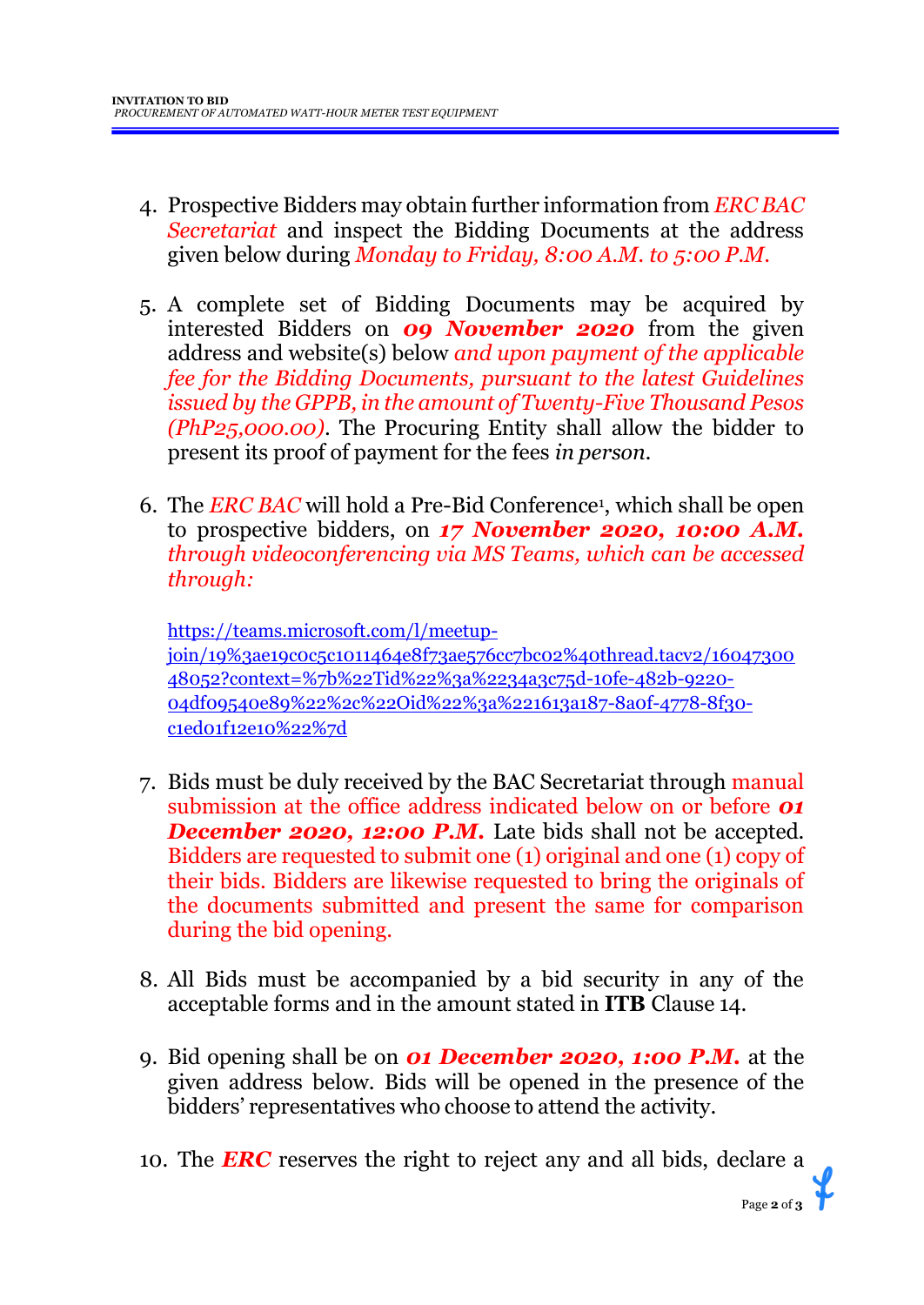4. Prospective Bidders may obtain further information from *ERC BAC Secretariat* and inspect the Bidding Documents at the address given below during *Monday to Friday, 8:00 A.M. to 5:00 P.M.*

5. A complete set of Bidding Documents may be acquired by interested Bidders on ***09 November 2020*** from the given address and website(s) below *and upon payment of the applicable fee for the Bidding Documents, pursuant to the latest Guidelines issued by the GPPB, in the amount of Twenty-Five Thousand Pesos (PhP25,000.00)*. The Procuring Entity shall allow the bidder to present its proof of payment for the fees *in person*.

6. The *ERC BAC* will hold a Pre-Bid Conference[1], which shall be open to prospective bidders, on ***17 November 2020, 10:00 A.M.*** *through videoconferencing via MS Teams, which can be accessed through:*

   https://teams.microsoft.com/l/meetup-join/19%3ae19c0c5c1011464e8f73ae576cc7bc02%40thread.tacv2/1604730048052?context=%7b%22Tid%22%3a%2234a3c75d-10fe-482b-9220-04df09540e89%22%2c%22Oid%22%3a%221613a187-8a0f-4778-8f30-c1ed01f12e10%22%7d

7. Bids must be duly received by the BAC Secretariat through manual submission at the office address indicated below on or before ***01 December 2020, 12:00 P.M.*** Late bids shall not be accepted. Bidders are requested to submit one (1) original and one (1) copy of their bids. Bidders are likewise requested to bring the originals of the documents submitted and present the same for comparison during the bid opening.

8. All Bids must be accompanied by a bid security in any of the acceptable forms and in the amount stated in **ITB** Clause 14.

9. Bid opening shall be on ***01 December 2020, 1:00 P.M.*** at the given address below. Bids will be opened in the presence of the bidders' representatives who choose to attend the activity.

10. The ***ERC*** reserves the right to reject any and all bids, declare a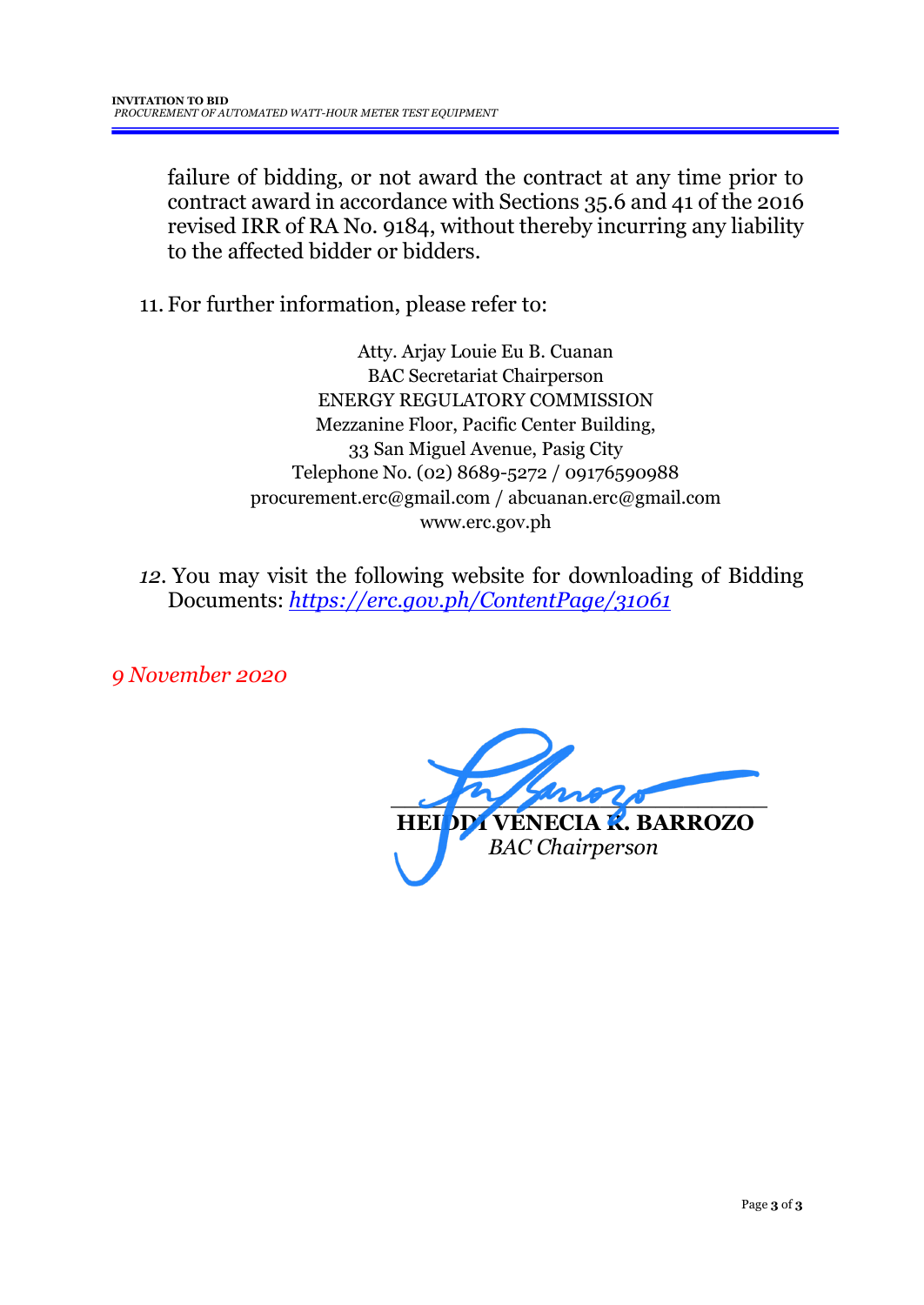failure of bidding, or not award the contract at any time prior to contract award in accordance with Sections 35.6 and 41 of the 2016 revised IRR of RA No. 9184, without thereby incurring any liability to the affected bidder or bidders.

11. For further information, please refer to:

Atty. Arjay Louie Eu B. Cuanan
BAC Secretariat Chairperson
ENERGY REGULATORY COMMISSION
Mezzanine Floor, Pacific Center Building,
33 San Miguel Avenue, Pasig City
Telephone No. (02) 8689-5272 / 09176590988
procurement.erc@gmail.com / abcuanan.erc@gmail.com
www.erc.gov.ph

12. You may visit the following website for downloading of Bidding Documents: *https://erc.gov.ph/ContentPage/31061*

*9 November 2020*

**HEIDDI VENECIA R. BARROZO**
*BAC Chairperson*